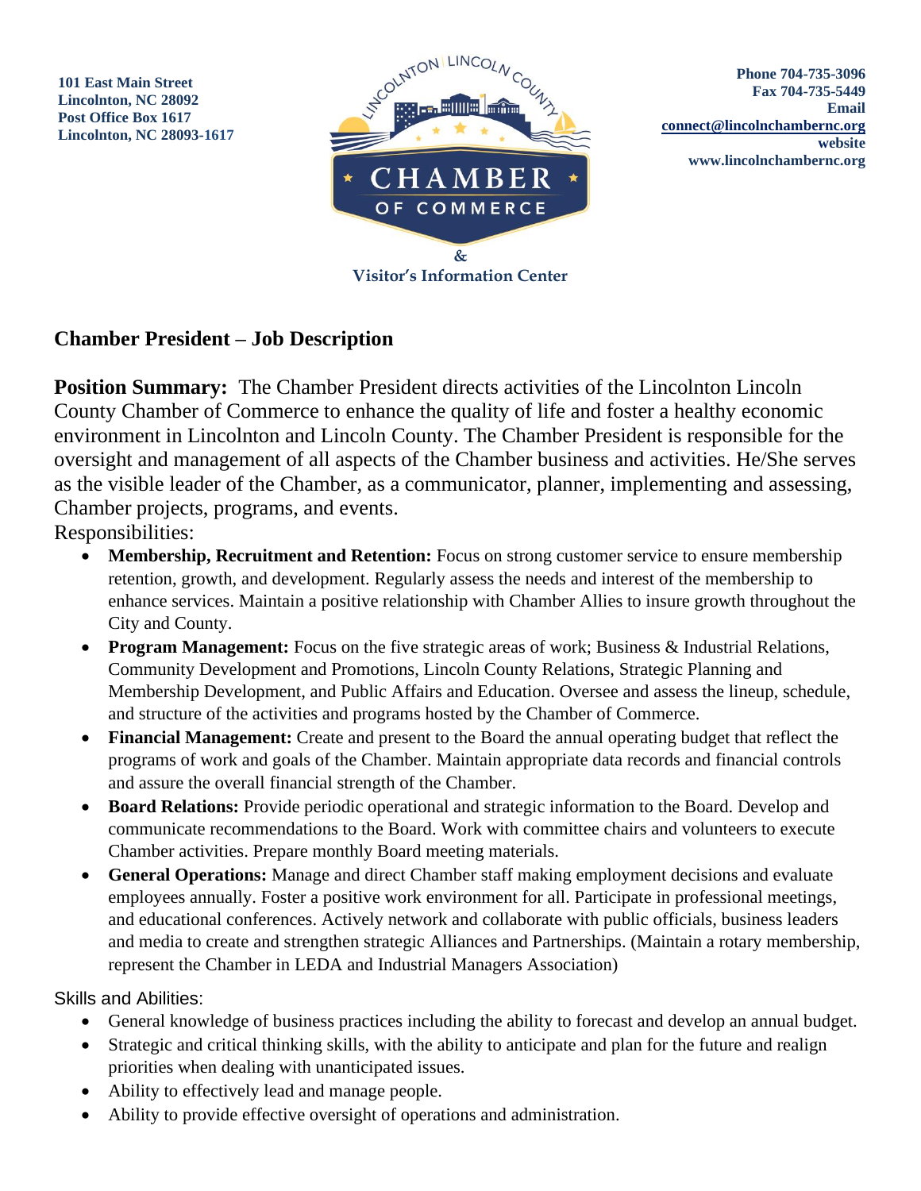101 East Main Street
Lincolnton, NC 28092
Post Office Box 1617
Lincolnton, NC 28093-1617

LINCOLNTON | LINCOLN COUNTY
CHAMBER OF COMMERCE
&
Visitor's Information Center

Phone 704-735-3096
Fax 704-735-5449
Email
connect@lincolnchambernc.org
website
www.lincolnchambernc.org

## Chamber President – Job Description

**Position Summary:** The Chamber President directs activities of the Lincolnton Lincoln County Chamber of Commerce to enhance the quality of life and foster a healthy economic environment in Lincolnton and Lincoln County. The Chamber President is responsible for the oversight and management of all aspects of the Chamber business and activities. He/She serves as the visible leader of the Chamber, as a communicator, planner, implementing and assessing, Chamber projects, programs, and events.

Responsibilities:

- **Membership, Recruitment and Retention:** Focus on strong customer service to ensure membership retention, growth, and development. Regularly assess the needs and interest of the membership to enhance services. Maintain a positive relationship with Chamber Allies to insure growth throughout the City and County.
- **Program Management:** Focus on the five strategic areas of work; Business & Industrial Relations, Community Development and Promotions, Lincoln County Relations, Strategic Planning and Membership Development, and Public Affairs and Education. Oversee and assess the lineup, schedule, and structure of the activities and programs hosted by the Chamber of Commerce.
- **Financial Management:** Create and present to the Board the annual operating budget that reflect the programs of work and goals of the Chamber. Maintain appropriate data records and financial controls and assure the overall financial strength of the Chamber.
- **Board Relations:** Provide periodic operational and strategic information to the Board. Develop and communicate recommendations to the Board. Work with committee chairs and volunteers to execute Chamber activities. Prepare monthly Board meeting materials.
- **General Operations:** Manage and direct Chamber staff making employment decisions and evaluate employees annually. Foster a positive work environment for all. Participate in professional meetings, and educational conferences. Actively network and collaborate with public officials, business leaders and media to create and strengthen strategic Alliances and Partnerships. (Maintain a rotary membership, represent the Chamber in LEDA and Industrial Managers Association)

Skills and Abilities:

- General knowledge of business practices including the ability to forecast and develop an annual budget.
- Strategic and critical thinking skills, with the ability to anticipate and plan for the future and realign priorities when dealing with unanticipated issues.
- Ability to effectively lead and manage people.
- Ability to provide effective oversight of operations and administration.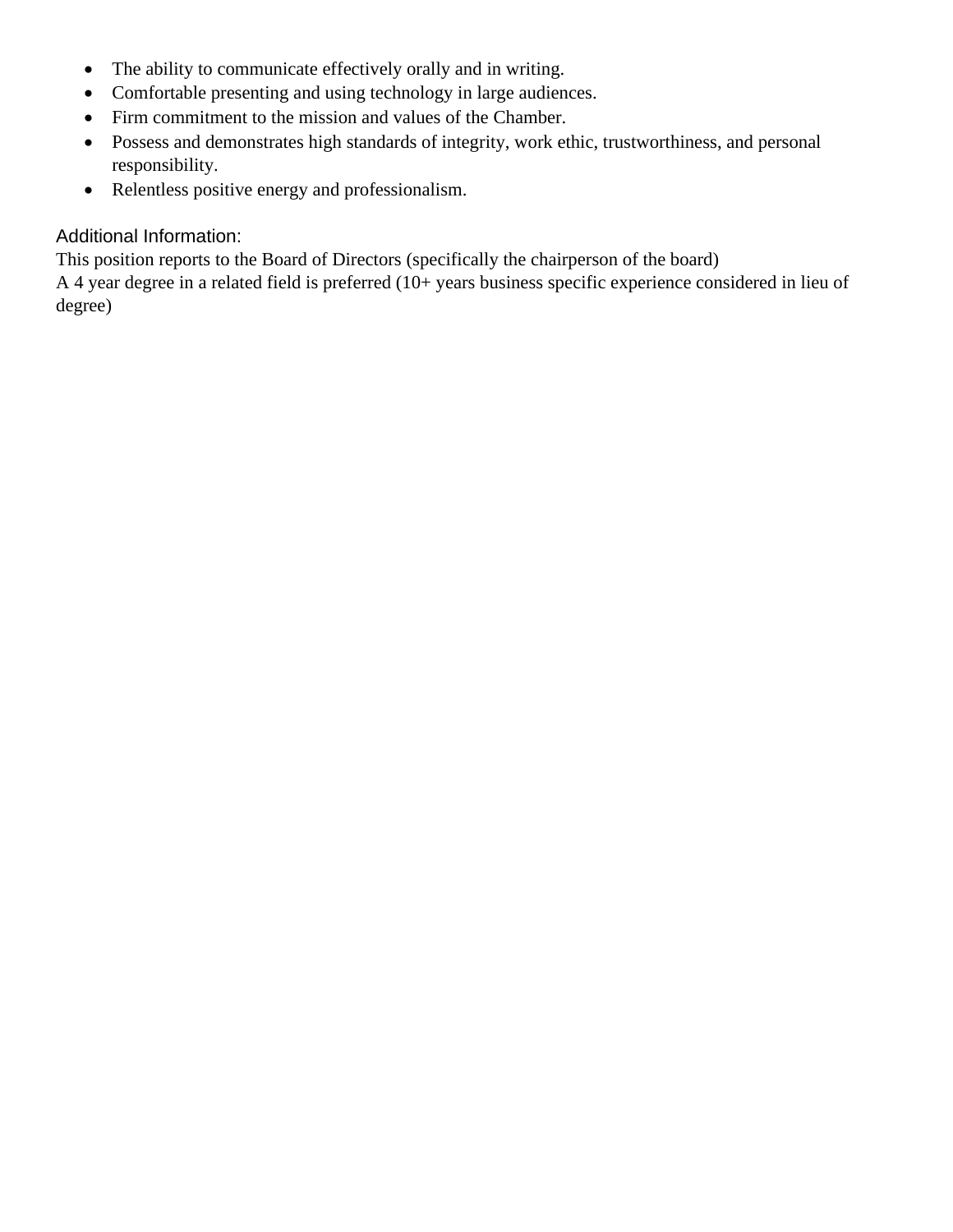- The ability to communicate effectively orally and in writing.
- Comfortable presenting and using technology in large audiences.
- Firm commitment to the mission and values of the Chamber.
- Possess and demonstrates high standards of integrity, work ethic, trustworthiness, and personal responsibility.
- Relentless positive energy and professionalism.

Additional Information:

This position reports to the Board of Directors (specifically the chairperson of the board)
A 4 year degree in a related field is preferred (10+ years business specific experience considered in lieu of degree)